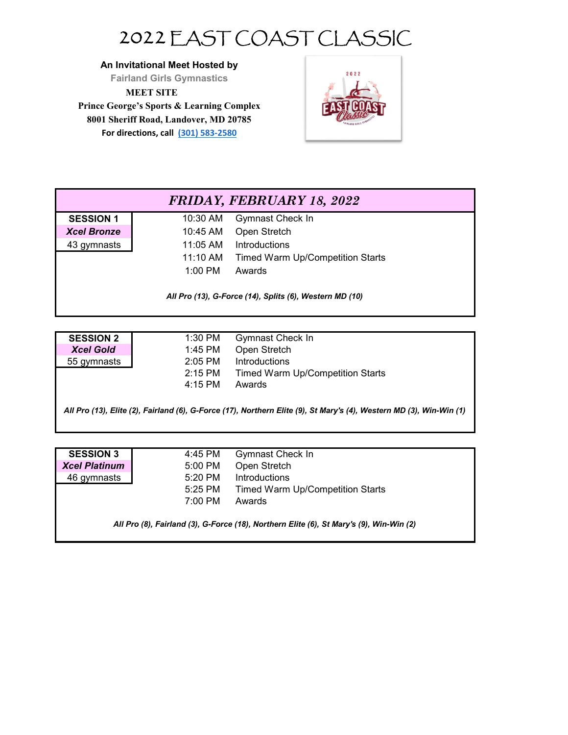# 2022 EAST COAST CLASSIC

**An Invitational Meet Hosted by**
**Fairland Girls Gymnastics**

**MEET SITE**
**Prince George's Sports & Learning Complex**
**8001 Sheriff Road, Landover, MD 20785**
**For directions, call [(301) 583-2580]**

## *FRIDAY, FEBRUARY 18, 2022*

| **SESSION 1** | | |
|---|---|---|
| ***Xcel Bronze*** | 10:30 AM | Gymnast Check In |
| 43 gymnasts | 10:45 AM | Open Stretch |
| | 11:05 AM | Introductions |
| | 11:10 AM | Timed Warm Up/Competition Starts |
| | 1:00 PM | Awards |

***All Pro (13), G-Force (14), Splits (6), Western MD (10)***

| **SESSION 2** | | |
|---|---|---|
| ***Xcel Gold*** | 1:30 PM | Gymnast Check In |
| 55 gymnasts | 1:45 PM | Open Stretch |
| | 2:05 PM | Introductions |
| | 2:15 PM | Timed Warm Up/Competition Starts |
| | 4:15 PM | Awards |

***All Pro (13), Elite (2), Fairland (6), G-Force (17), Northern Elite (9), St Mary's (4), Western MD (3), Win-Win (1)***

| **SESSION 3** | | |
|---|---|---|
| ***Xcel Platinum*** | 4:45 PM | Gymnast Check In |
| 46 gymnasts | 5:00 PM | Open Stretch |
| | 5:20 PM | Introductions |
| | 5:25 PM | Timed Warm Up/Competition Starts |
| | 7:00 PM | Awards |

***All Pro (8), Fairland (3), G-Force (18), Northern Elite (6), St Mary's (9), Win-Win (2)***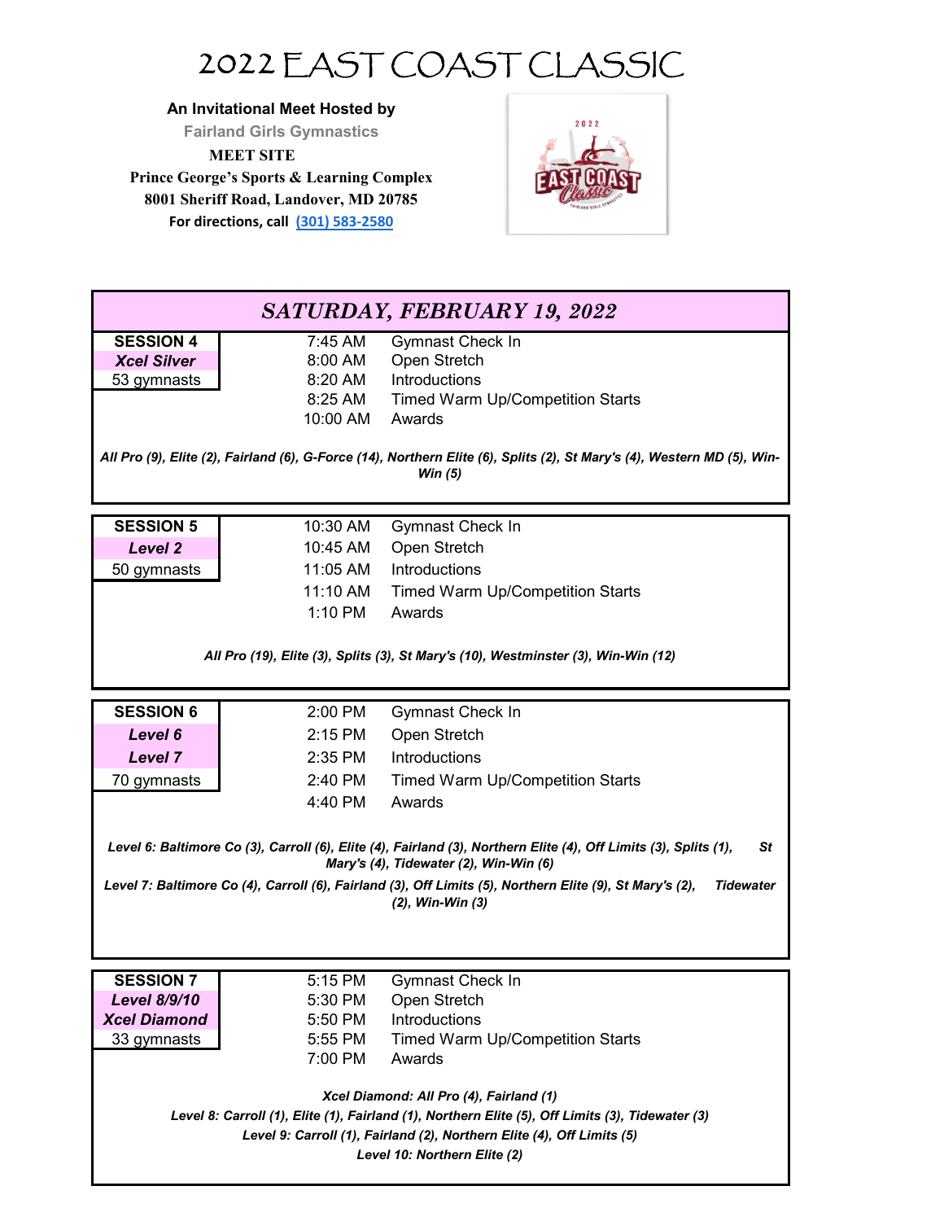# 2022 EAST COAST CLASSIC

**An Invitational Meet Hosted by**

**Fairland Girls Gymnastics**

**MEET SITE**

**Prince George's Sports & Learning Complex**

**8001 Sheriff Road, Landover, MD 20785**

**For directions, call [(301) 583-2580]**

## *SATURDAY, FEBRUARY 19, 2022*

### SESSION 4

***Xcel Silver***

53 gymnasts

| | |
|---|---|
| 7:45 AM | Gymnast Check In |
| 8:00 AM | Open Stretch |
| 8:20 AM | Introductions |
| 8:25 AM | Timed Warm Up/Competition Starts |
| 10:00 AM | Awards |

***All Pro (9), Elite (2), Fairland (6), G-Force (14), Northern Elite (6), Splits (2), St Mary's (4), Western MD (5), Win-Win (5)***

### SESSION 5

***Level 2***

50 gymnasts

| | |
|---|---|
| 10:30 AM | Gymnast Check In |
| 10:45 AM | Open Stretch |
| 11:05 AM | Introductions |
| 11:10 AM | Timed Warm Up/Competition Starts |
| 1:10 PM | Awards |

***All Pro (19), Elite (3), Splits (3), St Mary's (10), Westminster (3), Win-Win (12)***

### SESSION 6

***Level 6***

***Level 7***

70 gymnasts

| | |
|---|---|
| 2:00 PM | Gymnast Check In |
| 2:15 PM | Open Stretch |
| 2:35 PM | Introductions |
| 2:40 PM | Timed Warm Up/Competition Starts |
| 4:40 PM | Awards |

***Level 6: Baltimore Co (3), Carroll (6), Elite (4), Fairland (3), Northern Elite (4), Off Limits (3), Splits (1), St Mary's (4), Tidewater (2), Win-Win (6)***

***Level 7: Baltimore Co (4), Carroll (6), Fairland (3), Off Limits (5), Northern Elite (9), St Mary's (2), Tidewater (2), Win-Win (3)***

### SESSION 7

***Level 8/9/10***

***Xcel Diamond***

33 gymnasts

| | |
|---|---|
| 5:15 PM | Gymnast Check In |
| 5:30 PM | Open Stretch |
| 5:50 PM | Introductions |
| 5:55 PM | Timed Warm Up/Competition Starts |
| 7:00 PM | Awards |

***Xcel Diamond: All Pro (4), Fairland (1)***

***Level 8: Carroll (1), Elite (1), Fairland (1), Northern Elite (5), Off Limits (3), Tidewater (3)***

***Level 9: Carroll (1), Fairland (2), Northern Elite (4), Off Limits (5)***

***Level 10: Northern Elite (2)***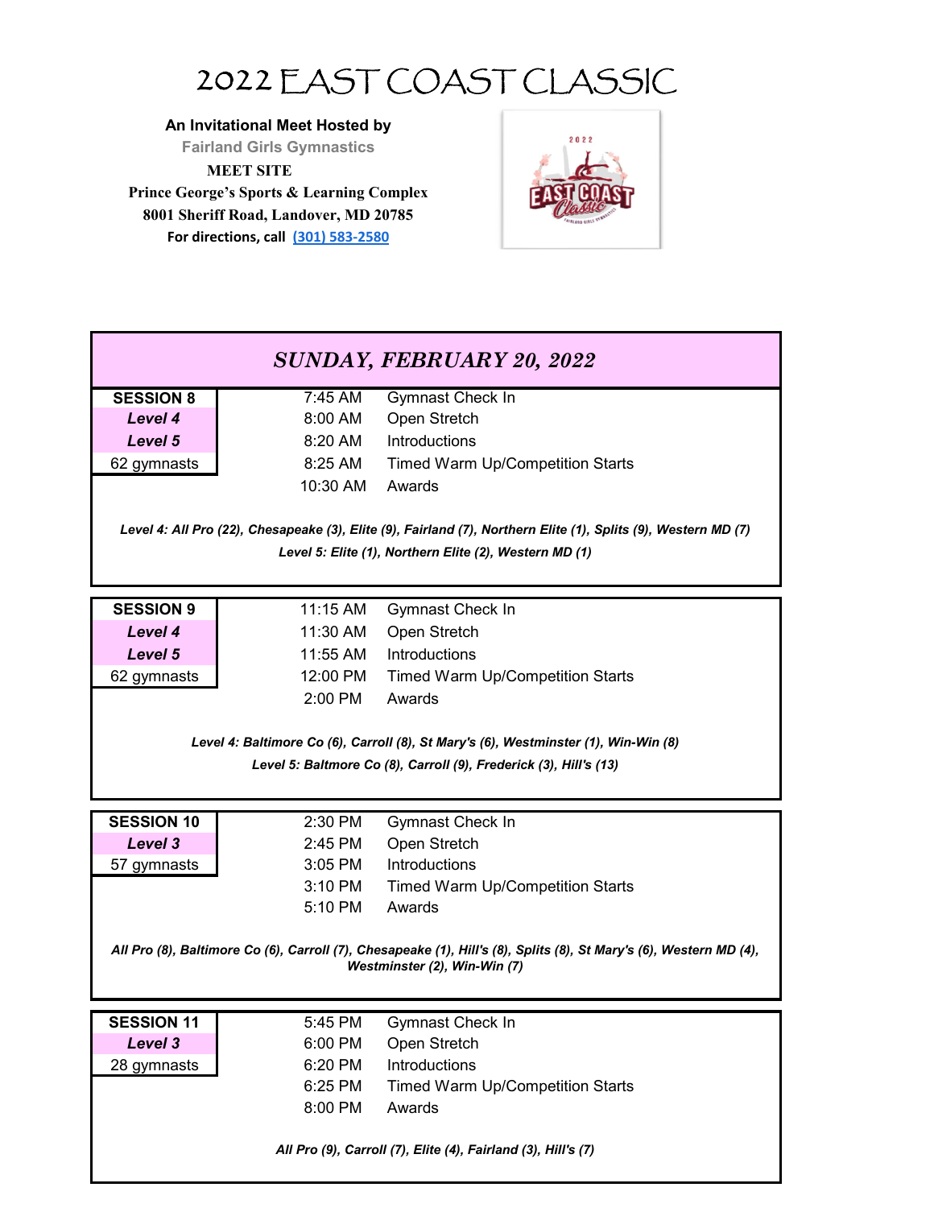# 2022 EAST COAST CLASSIC

**An Invitational Meet Hosted by**

**Fairland Girls Gymnastics**

**MEET SITE**

**Prince George's Sports & Learning Complex**

**8001 Sheriff Road, Landover, MD 20785**

**For directions, call (301) 583-2580**

## *SUNDAY, FEBRUARY 20, 2022*

| | | |
|---|---|---|
| **SESSION 8** | 7:45 AM | Gymnast Check In |
| ***Level 4*** | 8:00 AM | Open Stretch |
| ***Level 5*** | 8:20 AM | Introductions |
| 62 gymnasts | 8:25 AM | Timed Warm Up/Competition Starts |
| | 10:30 AM | Awards |

***Level 4: All Pro (22), Chesapeake (3), Elite (9), Fairland (7), Northern Elite (1), Splits (9), Western MD (7)***

***Level 5: Elite (1), Northern Elite (2), Western MD (1)***

| | | |
|---|---|---|
| **SESSION 9** | 11:15 AM | Gymnast Check In |
| ***Level 4*** | 11:30 AM | Open Stretch |
| ***Level 5*** | 11:55 AM | Introductions |
| 62 gymnasts | 12:00 PM | Timed Warm Up/Competition Starts |
| | 2:00 PM | Awards |

***Level 4: Baltimore Co (6), Carroll (8), St Mary's (6), Westminster (1), Win-Win (8)***

***Level 5: Baltmore Co (8), Carroll (9), Frederick (3), Hill's (13)***

| | | |
|---|---|---|
| **SESSION 10** | 2:30 PM | Gymnast Check In |
| ***Level 3*** | 2:45 PM | Open Stretch |
| 57 gymnasts | 3:05 PM | Introductions |
| | 3:10 PM | Timed Warm Up/Competition Starts |
| | 5:10 PM | Awards |

***All Pro (8), Baltimore Co (6), Carroll (7), Chesapeake (1), Hill's (8), Splits (8), St Mary's (6), Western MD (4), Westminster (2), Win-Win (7)***

| | | |
|---|---|---|
| **SESSION 11** | 5:45 PM | Gymnast Check In |
| ***Level 3*** | 6:00 PM | Open Stretch |
| 28 gymnasts | 6:20 PM | Introductions |
| | 6:25 PM | Timed Warm Up/Competition Starts |
| | 8:00 PM | Awards |

***All Pro (9), Carroll (7), Elite (4), Fairland (3), Hill's (7)***